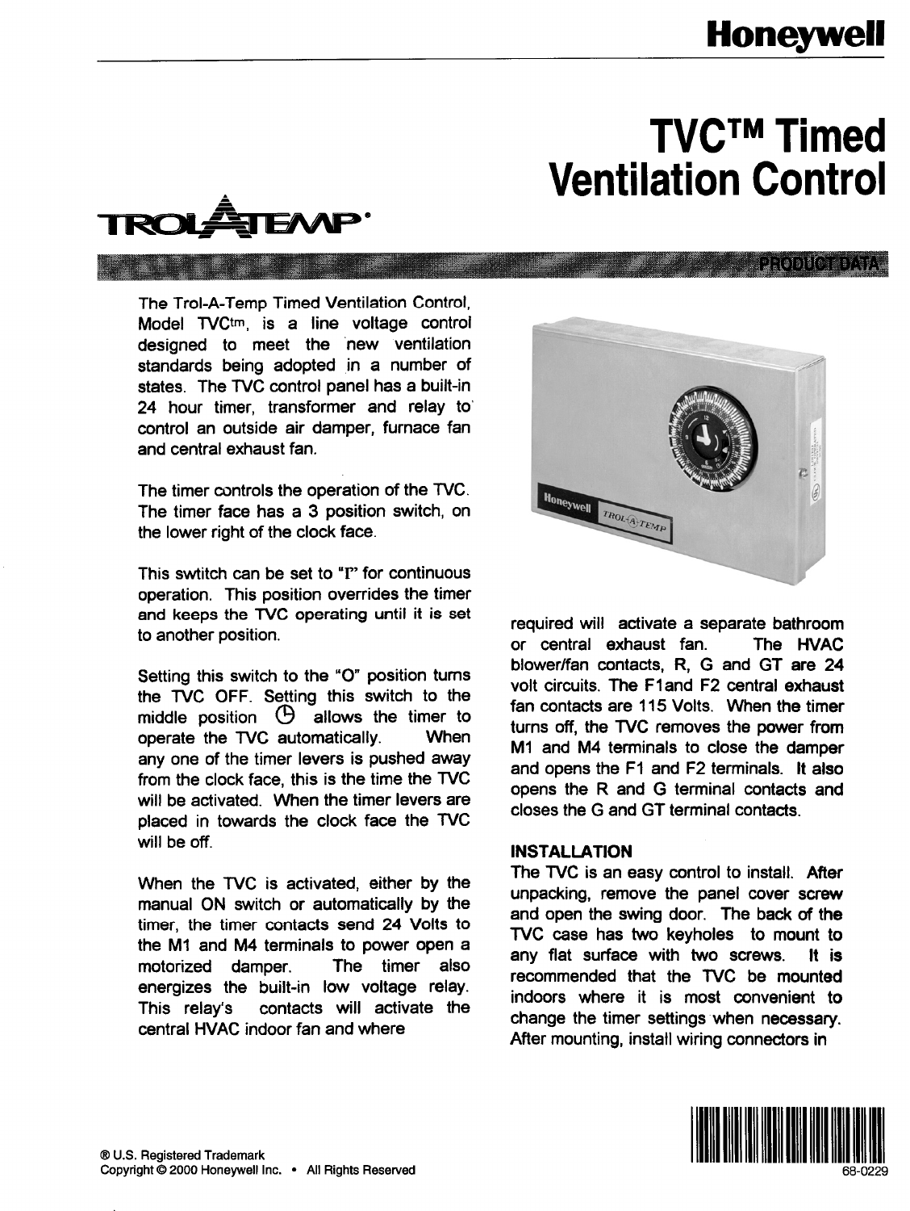Honeywell

# TVC™ Timed Ventilation Control

TROL-A-TEMP®

PRODUCT DATA

The Trol-A-Temp Timed Ventilation Control, Model TVCtm, is a line voltage control designed to meet the new ventilation standards being adopted in a number of states. The TVC control panel has a built-in 24 hour timer, transformer and relay to control an outside air damper, furnace fan and central exhaust fan.

The timer controls the operation of the TVC. The timer face has a 3 position switch, on the lower right of the clock face.

This swtitch can be set to "I" for continuous operation. This position overrides the timer and keeps the TVC operating until it is set to another position.

Setting this switch to the "O" position turns the TVC OFF. Setting this switch to the middle position ⏲ allows the timer to operate the TVC automatically. When any one of the timer levers is pushed away from the clock face, this is the time the TVC will be activated. When the timer levers are placed in towards the clock face the TVC will be off.

When the TVC is activated, either by the manual ON switch or automatically by the timer, the timer contacts send 24 Volts to the M1 and M4 terminals to power open a motorized damper. The timer also energizes the built-in low voltage relay. This relay's contacts will activate the central HVAC indoor fan and where required will activate a separate bathroom or central exhaust fan. The HVAC blower/fan contacts, R, G and GT are 24 volt circuits. The F1and F2 central exhaust fan contacts are 115 Volts. When the timer turns off, the TVC removes the power from M1 and M4 terminals to close the damper and opens the F1 and F2 terminals. It also opens the R and G terminal contacts and closes the G and GT terminal contacts.

**INSTALLATION**

The TVC is an easy control to install. After unpacking, remove the panel cover screw and open the swing door. The back of the TVC case has two keyholes to mount to any flat surface with two screws. It is recommended that the TVC be mounted indoors where it is most convenient to change the timer settings when necessary. After mounting, install wiring connectors in

® U.S. Registered Trademark
Copyright © 2000 Honeywell Inc. • All Rights Reserved

68-0229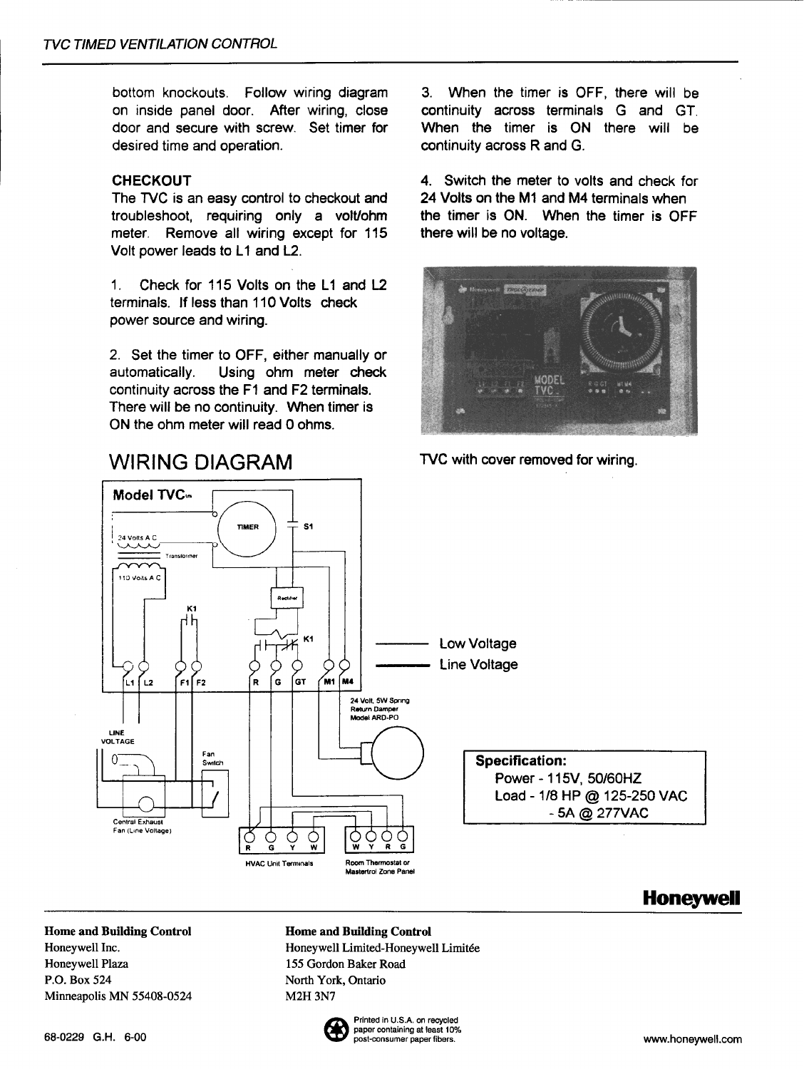bottom knockouts. Follow wiring diagram on inside panel door. After wiring, close door and secure with screw. Set timer for desired time and operation.

**CHECKOUT**

The TVC is an easy control to checkout and troubleshoot, requiring only a volt/ohm meter. Remove all wiring except for 115 Volt power leads to L1 and L2.

1. Check for 115 Volts on the L1 and L2 terminals. If less than 110 Volts check power source and wiring.

2. Set the timer to OFF, either manually or automatically. Using ohm meter check continuity across the F1 and F2 terminals. There will be no continuity. When timer is ON the ohm meter will read 0 ohms.

3. When the timer is OFF, there will be continuity across terminals G and GT. When the timer is ON there will be continuity across R and G.

4. Switch the meter to volts and check for 24 Volts on the M1 and M4 terminals when the timer is ON. When the timer is OFF there will be no voltage.

TVC with cover removed for wiring.

## WIRING DIAGRAM

Model TVC

TIMER

S1

24 Volts A C

Transformer

110 Volts A C

K1

Rectifier

K1

L1 L2 F1 F2 R G GT M1 M4

Low Voltage

Line Voltage

24 Volt, 5W Spring Return Damper Model ARD-PO

LINE VOLTAGE

Fan Switch

Central Exhaust Fan (Line Voltage)

R G Y W

HVAC Unit Terminals

W Y R G

Room Thermostat or Mastertrol Zone Panel

**Specification:**

Power - 115V, 50/60HZ

Load - 1/8 HP @ 125-250 VAC

- 5A @ 277VAC

**Honeywell**

**Home and Building Control**
Honeywell Inc.
Honeywell Plaza
P.O. Box 524
Minneapolis MN 55408-0524

**Home and Building Control**
Honeywell Limited-Honeywell Limitée
155 Gordon Baker Road
North York, Ontario
M2H 3N7

68-0229 G.H. 6-00

Printed in U.S.A. on recycled paper containing at least 10% post-consumer paper fibers.

www.honeywell.com